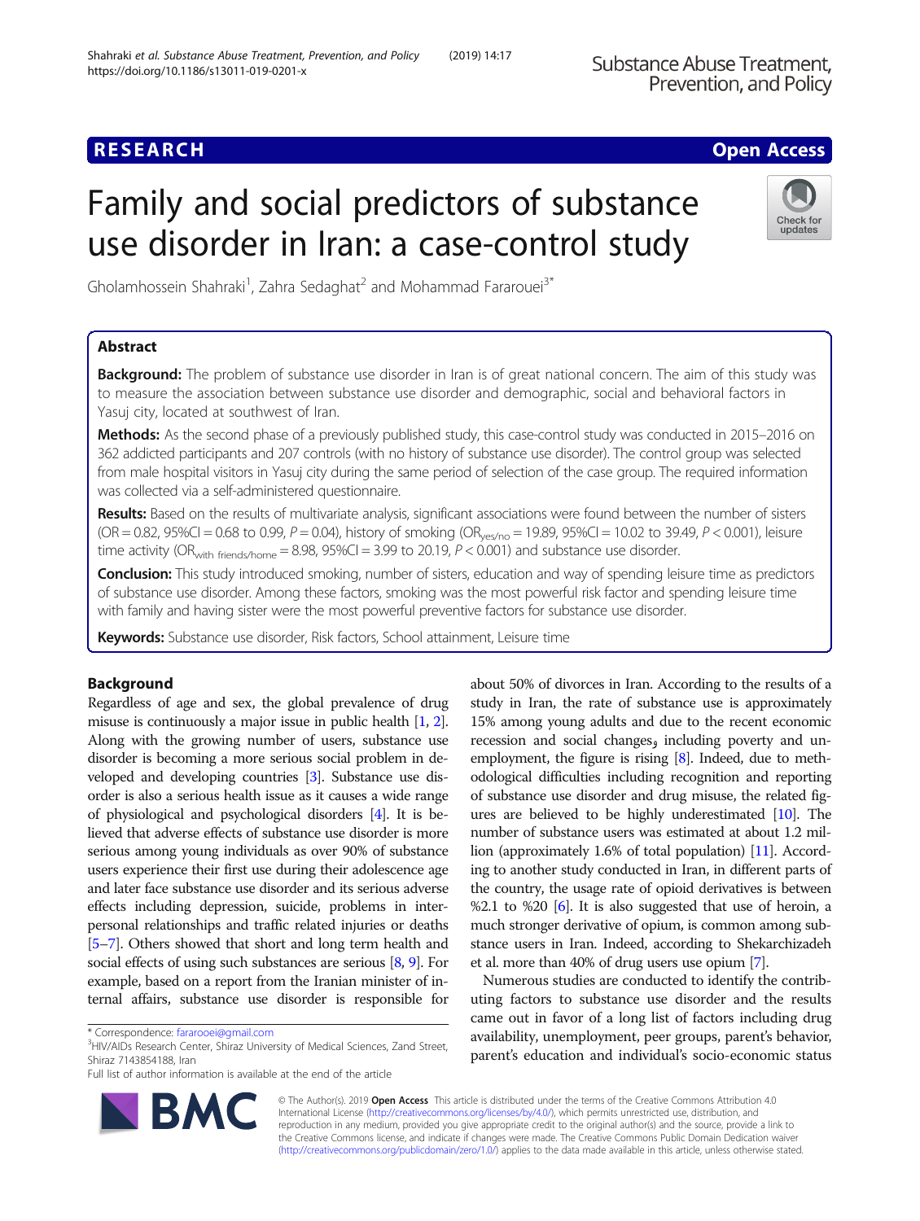RESEARCH Open Access

# Family and social predictors of substance use disorder in Iran: a case-control study

Gholamhossein Shahraki[1], Zahra Sedaghat[2] and Mohammad Fararouei[3*]

## Abstract

**Background:** The problem of substance use disorder in Iran is of great national concern. The aim of this study was to measure the association between substance use disorder and demographic, social and behavioral factors in Yasuj city, located at southwest of Iran.

**Methods:** As the second phase of a previously published study, this case-control study was conducted in 2015–2016 on 362 addicted participants and 207 controls (with no history of substance use disorder). The control group was selected from male hospital visitors in Yasuj city during the same period of selection of the case group. The required information was collected via a self-administered questionnaire.

**Results:** Based on the results of multivariate analysis, significant associations were found between the number of sisters (OR = 0.82, 95%CI = 0.68 to 0.99, $P = 0.04$), history of smoking ($OR_{yes/no} = 19.89$, 95%CI = 10.02 to 39.49, $P < 0.001$), leisure time activity ($OR_{with\ friends/home} = 8.98$, 95%CI = 3.99 to 20.19, $P < 0.001$) and substance use disorder.

**Conclusion:** This study introduced smoking, number of sisters, education and way of spending leisure time as predictors of substance use disorder. Among these factors, smoking was the most powerful risk factor and spending leisure time with family and having sister were the most powerful preventive factors for substance use disorder.

**Keywords:** Substance use disorder, Risk factors, School attainment, Leisure time

## Background

Regardless of age and sex, the global prevalence of drug misuse is continuously a major issue in public health [1, 2]. Along with the growing number of users, substance use disorder is becoming a more serious social problem in developed and developing countries [3]. Substance use disorder is also a serious health issue as it causes a wide range of physiological and psychological disorders [4]. It is believed that adverse effects of substance use disorder is more serious among young individuals as over 90% of substance users experience their first use during their adolescence age and later face substance use disorder and its serious adverse effects including depression, suicide, problems in interpersonal relationships and traffic related injuries or deaths [5–7]. Others showed that short and long term health and social effects of using such substances are serious [8, 9]. For example, based on a report from the Iranian minister of internal affairs, substance use disorder is responsible for about 50% of divorces in Iran. According to the results of a study in Iran, the rate of substance use is approximately 15% among young adults and due to the recent economic recession and social changes, including poverty and unemployment, the figure is rising [8]. Indeed, due to methodological difficulties including recognition and reporting of substance use disorder and drug misuse, the related figures are believed to be highly underestimated [10]. The number of substance users was estimated at about 1.2 million (approximately 1.6% of total population) [11]. According to another study conducted in Iran, in different parts of the country, the usage rate of opioid derivatives is between %2.1 to %20 [6]. It is also suggested that use of heroin, a much stronger derivative of opium, is common among substance users in Iran. Indeed, according to Shekarchizadeh et al. more than 40% of drug users use opium [7].

Numerous studies are conducted to identify the contributing factors to substance use disorder and the results came out in favor of a long list of factors including drug availability, unemployment, peer groups, parent's behavior, parent's education and individual's socio-economic status

\* Correspondence: fararooei@gmail.com
[3]HIV/AIDs Research Center, Shiraz University of Medical Sciences, Zand Street, Shiraz 7143854188, Iran
Full list of author information is available at the end of the article

© The Author(s). 2019 **Open Access** This article is distributed under the terms of the Creative Commons Attribution 4.0 International License (http://creativecommons.org/licenses/by/4.0/), which permits unrestricted use, distribution, and reproduction in any medium, provided you give appropriate credit to the original author(s) and the source, provide a link to the Creative Commons license, and indicate if changes were made. The Creative Commons Public Domain Dedication waiver (http://creativecommons.org/publicdomain/zero/1.0/) applies to the data made available in this article, unless otherwise stated.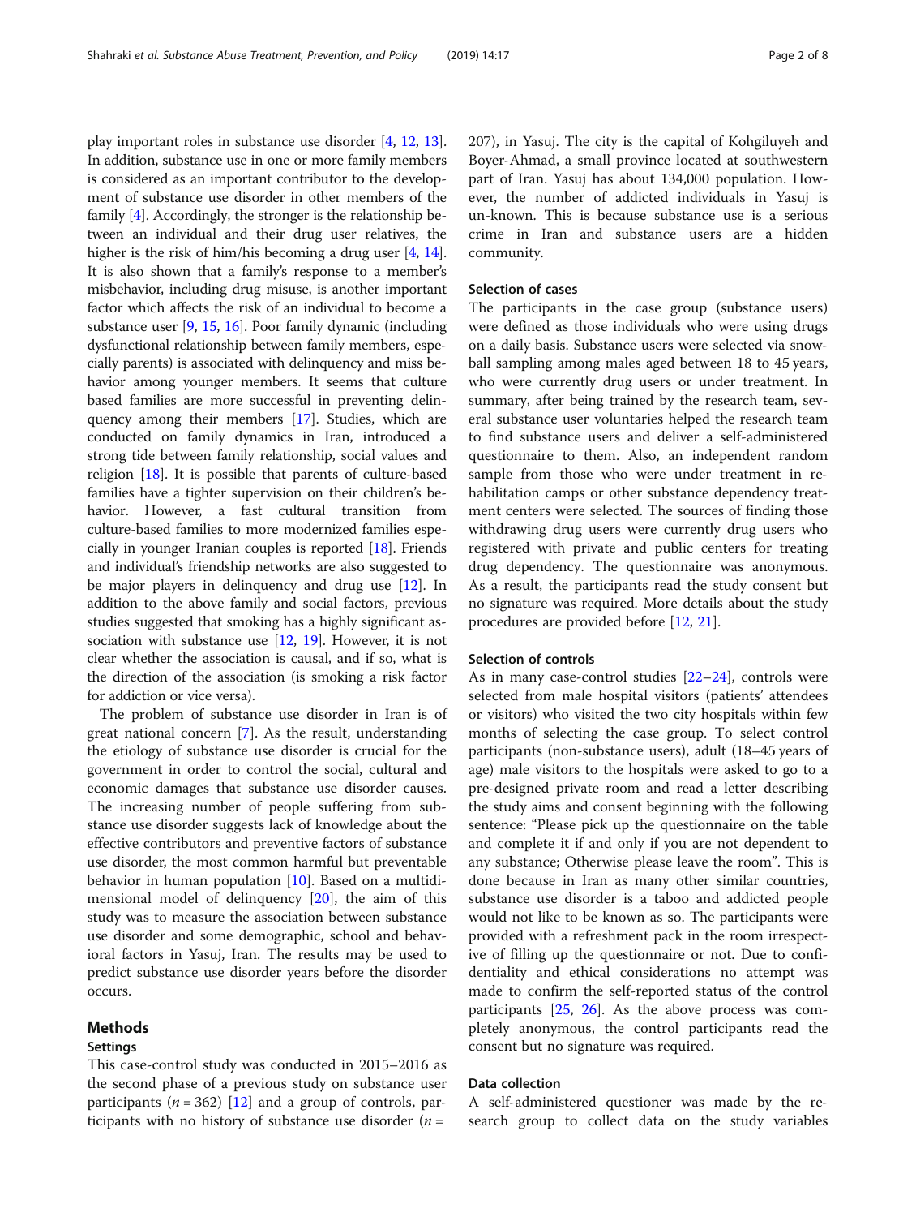play important roles in substance use disorder [4, 12, 13]. In addition, substance use in one or more family members is considered as an important contributor to the development of substance use disorder in other members of the family [4]. Accordingly, the stronger is the relationship between an individual and their drug user relatives, the higher is the risk of him/his becoming a drug user [4, 14]. It is also shown that a family's response to a member's misbehavior, including drug misuse, is another important factor which affects the risk of an individual to become a substance user [9, 15, 16]. Poor family dynamic (including dysfunctional relationship between family members, especially parents) is associated with delinquency and miss behavior among younger members. It seems that culture based families are more successful in preventing delinquency among their members [17]. Studies, which are conducted on family dynamics in Iran, introduced a strong tide between family relationship, social values and religion [18]. It is possible that parents of culture-based families have a tighter supervision on their children's behavior. However, a fast cultural transition from culture-based families to more modernized families especially in younger Iranian couples is reported [18]. Friends and individual's friendship networks are also suggested to be major players in delinquency and drug use [12]. In addition to the above family and social factors, previous studies suggested that smoking has a highly significant association with substance use [12, 19]. However, it is not clear whether the association is causal, and if so, what is the direction of the association (is smoking a risk factor for addiction or vice versa).

The problem of substance use disorder in Iran is of great national concern [7]. As the result, understanding the etiology of substance use disorder is crucial for the government in order to control the social, cultural and economic damages that substance use disorder causes. The increasing number of people suffering from substance use disorder suggests lack of knowledge about the effective contributors and preventive factors of substance use disorder, the most common harmful but preventable behavior in human population [10]. Based on a multidimensional model of delinquency [20], the aim of this study was to measure the association between substance use disorder and some demographic, school and behavioral factors in Yasuj, Iran. The results may be used to predict substance use disorder years before the disorder occurs.

## Methods

### Settings

This case-control study was conducted in 2015–2016 as the second phase of a previous study on substance user participants ($n = 362$) [12] and a group of controls, participants with no history of substance use disorder ($n = 207$), in Yasuj. The city is the capital of Kohgiluyeh and Boyer-Ahmad, a small province located at southwestern part of Iran. Yasuj has about 134,000 population. However, the number of addicted individuals in Yasuj is un-known. This is because substance use is a serious crime in Iran and substance users are a hidden community.

### Selection of cases

The participants in the case group (substance users) were defined as those individuals who were using drugs on a daily basis. Substance users were selected via snowball sampling among males aged between 18 to 45 years, who were currently drug users or under treatment. In summary, after being trained by the research team, several substance user voluntaries helped the research team to find substance users and deliver a self-administered questionnaire to them. Also, an independent random sample from those who were under treatment in rehabilitation camps or other substance dependency treatment centers were selected. The sources of finding those withdrawing drug users were currently drug users who registered with private and public centers for treating drug dependency. The questionnaire was anonymous. As a result, the participants read the study consent but no signature was required. More details about the study procedures are provided before [12, 21].

### Selection of controls

As in many case-control studies [22–24], controls were selected from male hospital visitors (patients' attendees or visitors) who visited the two city hospitals within few months of selecting the case group. To select control participants (non-substance users), adult (18–45 years of age) male visitors to the hospitals were asked to go to a pre-designed private room and read a letter describing the study aims and consent beginning with the following sentence: "Please pick up the questionnaire on the table and complete it if and only if you are not dependent to any substance; Otherwise please leave the room". This is done because in Iran as many other similar countries, substance use disorder is a taboo and addicted people would not like to be known as so. The participants were provided with a refreshment pack in the room irrespective of filling up the questionnaire or not. Due to confidentiality and ethical considerations no attempt was made to confirm the self-reported status of the control participants [25, 26]. As the above process was completely anonymous, the control participants read the consent but no signature was required.

### Data collection

A self-administered questioner was made by the research group to collect data on the study variables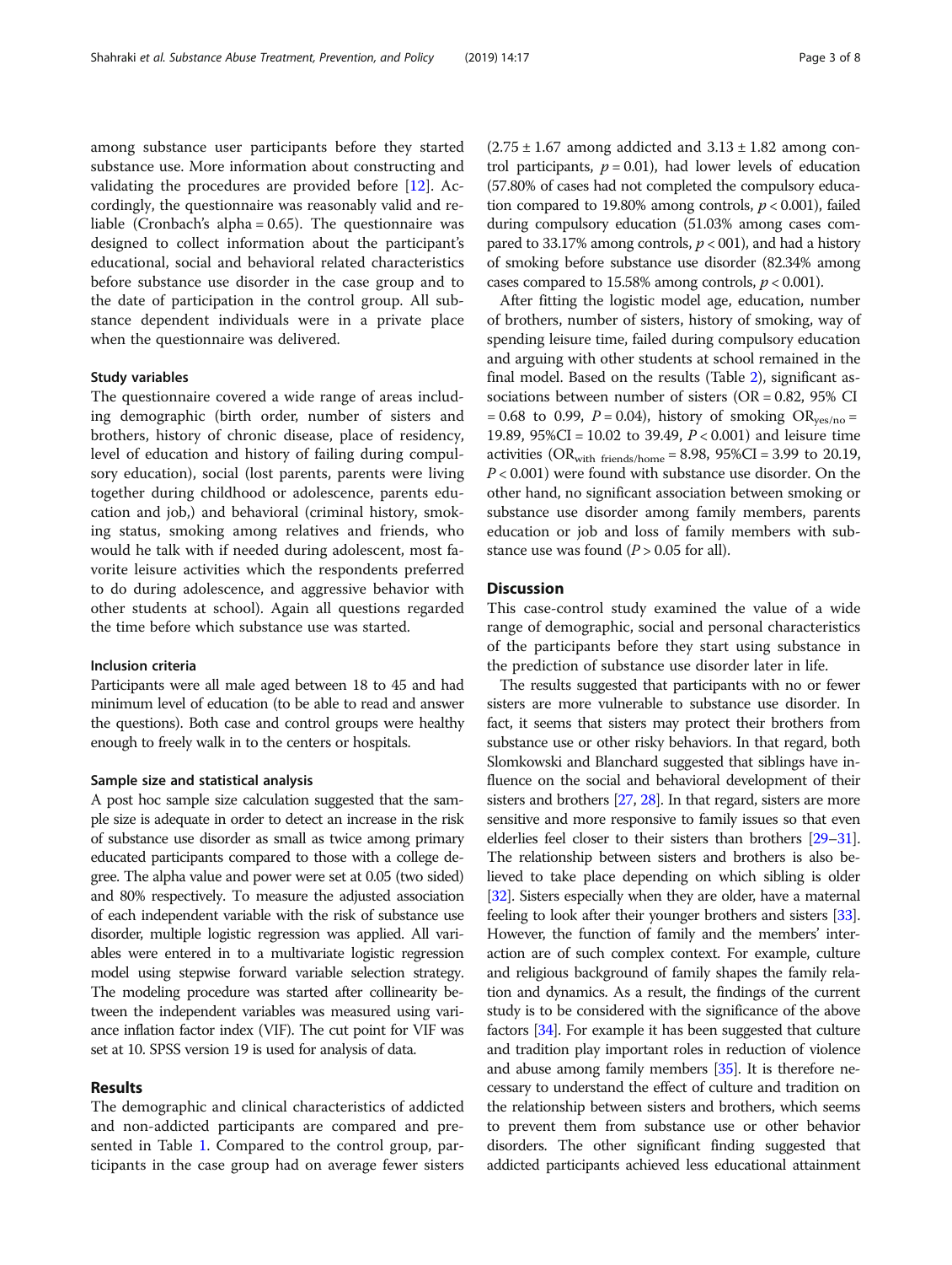among substance user participants before they started substance use. More information about constructing and validating the procedures are provided before [12]. Accordingly, the questionnaire was reasonably valid and reliable (Cronbach's alpha = 0.65). The questionnaire was designed to collect information about the participant's educational, social and behavioral related characteristics before substance use disorder in the case group and to the date of participation in the control group. All substance dependent individuals were in a private place when the questionnaire was delivered.

### Study variables

The questionnaire covered a wide range of areas including demographic (birth order, number of sisters and brothers, history of chronic disease, place of residency, level of education and history of failing during compulsory education), social (lost parents, parents were living together during childhood or adolescence, parents education and job,) and behavioral (criminal history, smoking status, smoking among relatives and friends, who would he talk with if needed during adolescent, most favorite leisure activities which the respondents preferred to do during adolescence, and aggressive behavior with other students at school). Again all questions regarded the time before which substance use was started.

### Inclusion criteria

Participants were all male aged between 18 to 45 and had minimum level of education (to be able to read and answer the questions). Both case and control groups were healthy enough to freely walk in to the centers or hospitals.

### Sample size and statistical analysis

A post hoc sample size calculation suggested that the sample size is adequate in order to detect an increase in the risk of substance use disorder as small as twice among primary educated participants compared to those with a college degree. The alpha value and power were set at 0.05 (two sided) and 80% respectively. To measure the adjusted association of each independent variable with the risk of substance use disorder, multiple logistic regression was applied. All variables were entered in to a multivariate logistic regression model using stepwise forward variable selection strategy. The modeling procedure was started after collinearity between the independent variables was measured using variance inflation factor index (VIF). The cut point for VIF was set at 10. SPSS version 19 is used for analysis of data.

## Results

The demographic and clinical characteristics of addicted and non-addicted participants are compared and presented in Table 1. Compared to the control group, participants in the case group had on average fewer sisters ($2.75 \pm 1.67$ among addicted and $3.13 \pm 1.82$ among control participants, $p = 0.01$), had lower levels of education (57.80% of cases had not completed the compulsory education compared to 19.80% among controls, $p < 0.001$), failed during compulsory education (51.03% among cases compared to 33.17% among controls, $p < 001$), and had a history of smoking before substance use disorder (82.34% among cases compared to 15.58% among controls, $p < 0.001$).

After fitting the logistic model age, education, number of brothers, number of sisters, history of smoking, way of spending leisure time, failed during compulsory education and arguing with other students at school remained in the final model. Based on the results (Table 2), significant associations between number of sisters (OR = 0.82, 95% CI = 0.68 to 0.99, $P = 0.04$), history of smoking $OR_{yes/no} = 19.89$, 95%CI = 10.02 to 39.49, $P < 0.001$) and leisure time activities ($OR_{with\ friends/home} = 8.98$, 95%CI = 3.99 to 20.19, $P < 0.001$) were found with substance use disorder. On the other hand, no significant association between smoking or substance use disorder among family members, parents education or job and loss of family members with substance use was found ($P > 0.05$ for all).

## Discussion

This case-control study examined the value of a wide range of demographic, social and personal characteristics of the participants before they start using substance in the prediction of substance use disorder later in life.

The results suggested that participants with no or fewer sisters are more vulnerable to substance use disorder. In fact, it seems that sisters may protect their brothers from substance use or other risky behaviors. In that regard, both Slomkowski and Blanchard suggested that siblings have influence on the social and behavioral development of their sisters and brothers [27, 28]. In that regard, sisters are more sensitive and more responsive to family issues so that even elderlies feel closer to their sisters than brothers [29–31]. The relationship between sisters and brothers is also believed to take place depending on which sibling is older [32]. Sisters especially when they are older, have a maternal feeling to look after their younger brothers and sisters [33]. However, the function of family and the members' interaction are of such complex context. For example, culture and religious background of family shapes the family relation and dynamics. As a result, the findings of the current study is to be considered with the significance of the above factors [34]. For example it has been suggested that culture and tradition play important roles in reduction of violence and abuse among family members [35]. It is therefore necessary to understand the effect of culture and tradition on the relationship between sisters and brothers, which seems to prevent them from substance use or other behavior disorders. The other significant finding suggested that addicted participants achieved less educational attainment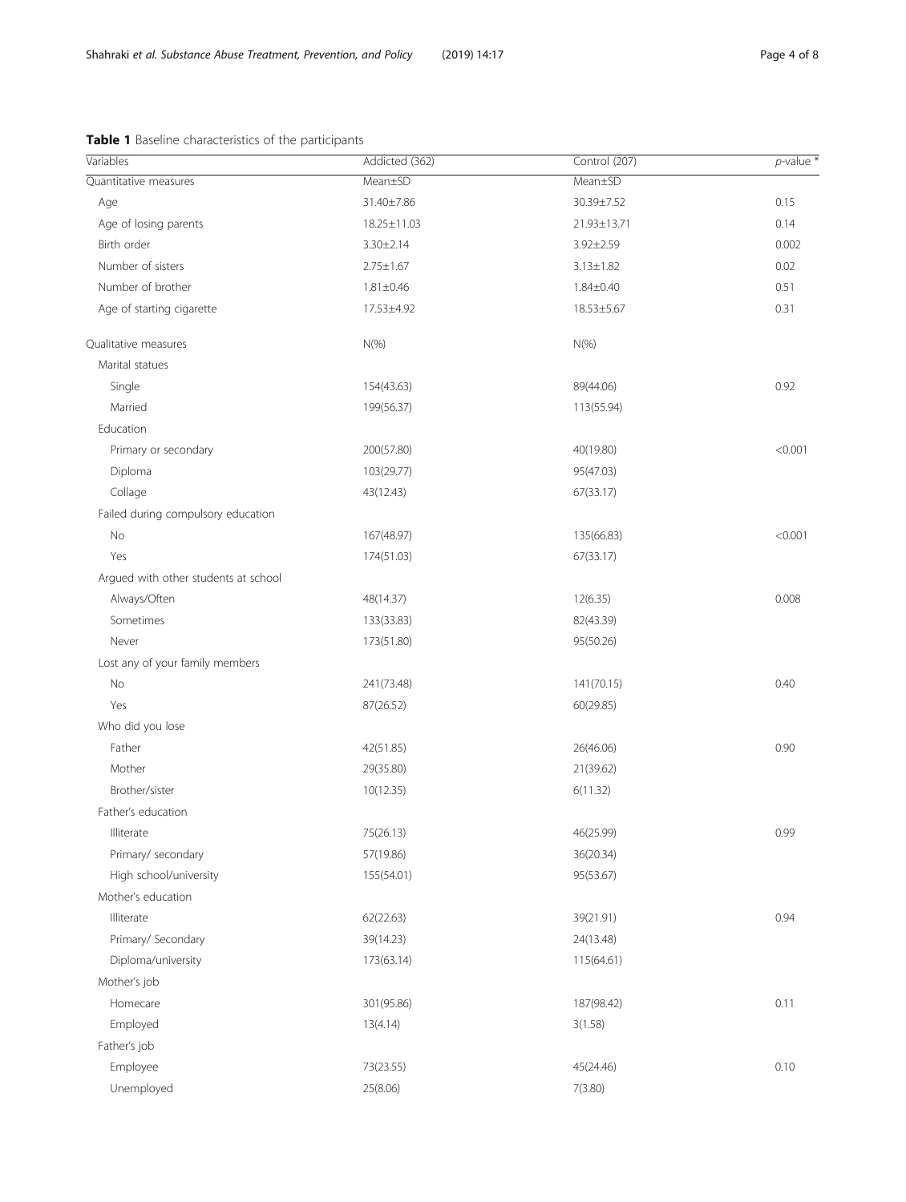**Table 1** Baseline characteristics of the participants

| Variables | Addicted (362) | Control (207) | *p*-value * |
|---|---|---|---|
| Quantitative measures | Mean±SD | Mean±SD | |
| Age | 31.40±7.86 | 30.39±7.52 | 0.15 |
| Age of losing parents | 18.25±11.03 | 21.93±13.71 | 0.14 |
| Birth order | 3.30±2.14 | 3.92±2.59 | 0.002 |
| Number of sisters | 2.75±1.67 | 3.13±1.82 | 0.02 |
| Number of brother | 1.81±0.46 | 1.84±0.40 | 0.51 |
| Age of starting cigarette | 17.53±4.92 | 18.53±5.67 | 0.31 |
| Qualitative measures | N(%) | N(%) | |
| Marital statues | | | |
| Single | 154(43.63) | 89(44.06) | 0.92 |
| Married | 199(56.37) | 113(55.94) | |
| Education | | | |
| Primary or secondary | 200(57.80) | 40(19.80) | <0.001 |
| Diploma | 103(29.77) | 95(47.03) | |
| Collage | 43(12.43) | 67(33.17) | |
| Failed during compulsory education | | | |
| No | 167(48.97) | 135(66.83) | <0.001 |
| Yes | 174(51.03) | 67(33.17) | |
| Argued with other students at school | | | |
| Always/Often | 48(14.37) | 12(6.35) | 0.008 |
| Sometimes | 133(33.83) | 82(43.39) | |
| Never | 173(51.80) | 95(50.26) | |
| Lost any of your family members | | | |
| No | 241(73.48) | 141(70.15) | 0.40 |
| Yes | 87(26.52) | 60(29.85) | |
| Who did you lose | | | |
| Father | 42(51.85) | 26(46.06) | 0.90 |
| Mother | 29(35.80) | 21(39.62) | |
| Brother/sister | 10(12.35) | 6(11.32) | |
| Father's education | | | |
| Illiterate | 75(26.13) | 46(25.99) | 0.99 |
| Primary/ secondary | 57(19.86) | 36(20.34) | |
| High school/university | 155(54.01) | 95(53.67) | |
| Mother's education | | | |
| Illiterate | 62(22.63) | 39(21.91) | 0.94 |
| Primary/ Secondary | 39(14.23) | 24(13.48) | |
| Diploma/university | 173(63.14) | 115(64.61) | |
| Mother's job | | | |
| Homecare | 301(95.86) | 187(98.42) | 0.11 |
| Employed | 13(4.14) | 3(1.58) | |
| Father's job | | | |
| Employee | 73(23.55) | 45(24.46) | 0.10 |
| Unemployed | 25(8.06) | 7(3.80) | |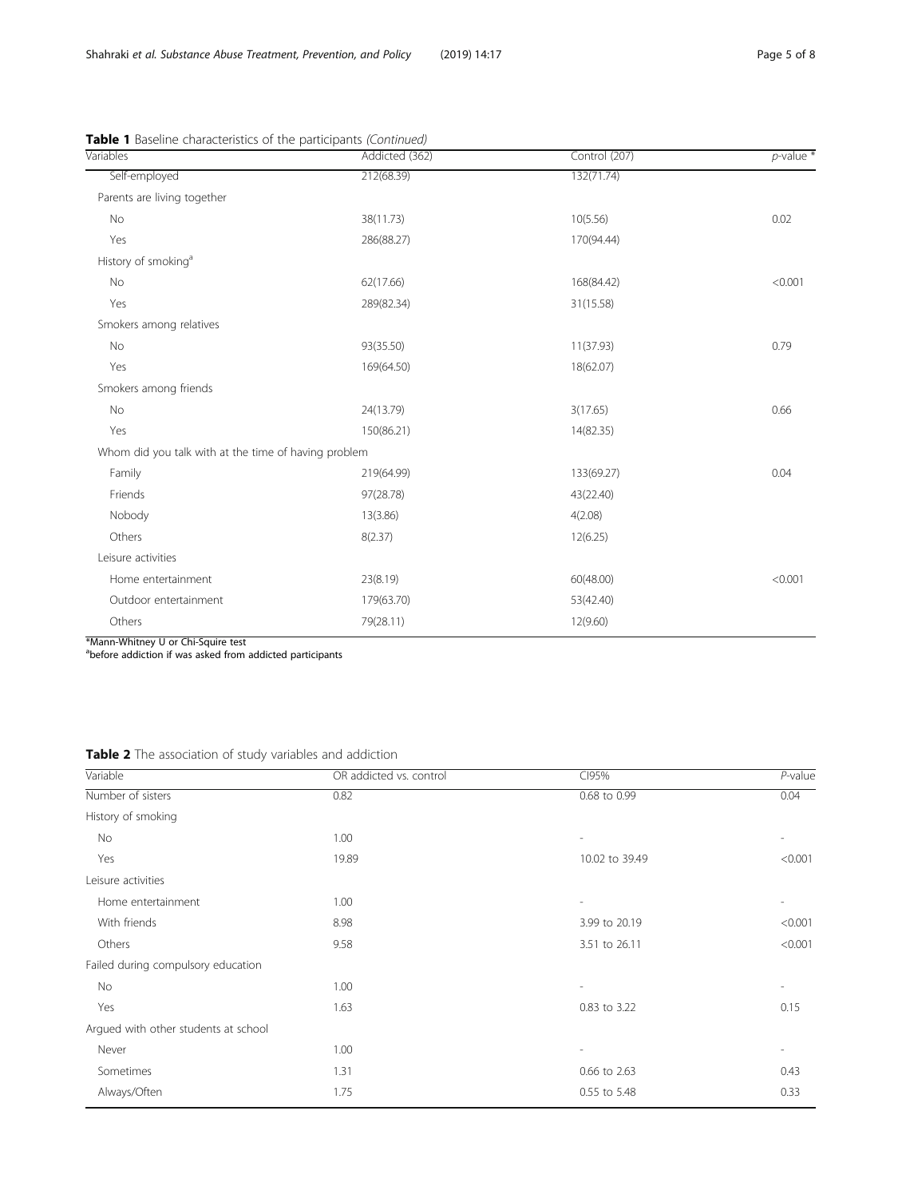**Table 1** Baseline characteristics of the participants *(Continued)*

| Variables | Addicted (362) | Control (207) | *p*-value * |
|---|---|---|---|
| Self-employed | 212(68.39) | 132(71.74) | |
| Parents are living together | | | |
| No | 38(11.73) | 10(5.56) | 0.02 |
| Yes | 286(88.27) | 170(94.44) | |
| History of smoking[a] | | | |
| No | 62(17.66) | 168(84.42) | <0.001 |
| Yes | 289(82.34) | 31(15.58) | |
| Smokers among relatives | | | |
| No | 93(35.50) | 11(37.93) | 0.79 |
| Yes | 169(64.50) | 18(62.07) | |
| Smokers among friends | | | |
| No | 24(13.79) | 3(17.65) | 0.66 |
| Yes | 150(86.21) | 14(82.35) | |
| Whom did you talk with at the time of having problem | | | |
| Family | 219(64.99) | 133(69.27) | 0.04 |
| Friends | 97(28.78) | 43(22.40) | |
| Nobody | 13(3.86) | 4(2.08) | |
| Others | 8(2.37) | 12(6.25) | |
| Leisure activities | | | |
| Home entertainment | 23(8.19) | 60(48.00) | <0.001 |
| Outdoor entertainment | 179(63.70) | 53(42.40) | |
| Others | 79(28.11) | 12(9.60) | |

*Mann-Whitney U or Chi-Squire test
[a]before addiction if was asked from addicted participants

**Table 2** The association of study variables and addiction

| Variable | OR addicted vs. control | CI95% | *P*-value |
|---|---|---|---|
| Number of sisters | 0.82 | 0.68 to 0.99 | 0.04 |
| History of smoking | | | |
| No | 1.00 | - | - |
| Yes | 19.89 | 10.02 to 39.49 | <0.001 |
| Leisure activities | | | |
| Home entertainment | 1.00 | - | - |
| With friends | 8.98 | 3.99 to 20.19 | <0.001 |
| Others | 9.58 | 3.51 to 26.11 | <0.001 |
| Failed during compulsory education | | | |
| No | 1.00 | - | - |
| Yes | 1.63 | 0.83 to 3.22 | 0.15 |
| Argued with other students at school | | | |
| Never | 1.00 | - | - |
| Sometimes | 1.31 | 0.66 to 2.63 | 0.43 |
| Always/Often | 1.75 | 0.55 to 5.48 | 0.33 |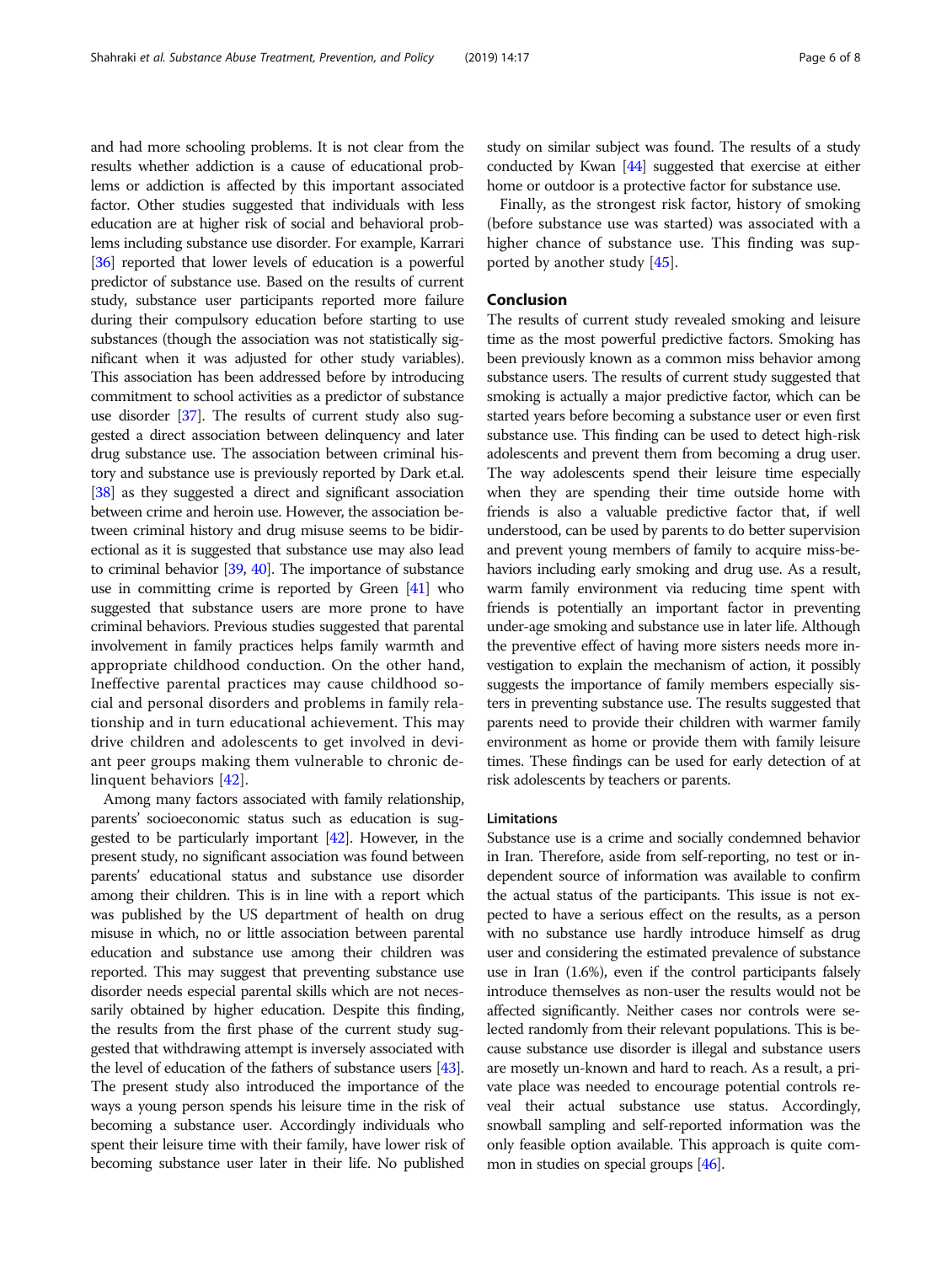and had more schooling problems. It is not clear from the results whether addiction is a cause of educational problems or addiction is affected by this important associated factor. Other studies suggested that individuals with less education are at higher risk of social and behavioral problems including substance use disorder. For example, Karrari [36] reported that lower levels of education is a powerful predictor of substance use. Based on the results of current study, substance user participants reported more failure during their compulsory education before starting to use substances (though the association was not statistically significant when it was adjusted for other study variables). This association has been addressed before by introducing commitment to school activities as a predictor of substance use disorder [37]. The results of current study also suggested a direct association between delinquency and later drug substance use. The association between criminal history and substance use is previously reported by Dark et.al. [38] as they suggested a direct and significant association between crime and heroin use. However, the association between criminal history and drug misuse seems to be bidirectional as it is suggested that substance use may also lead to criminal behavior [39, 40]. The importance of substance use in committing crime is reported by Green [41] who suggested that substance users are more prone to have criminal behaviors. Previous studies suggested that parental involvement in family practices helps family warmth and appropriate childhood conduction. On the other hand, Ineffective parental practices may cause childhood social and personal disorders and problems in family relationship and in turn educational achievement. This may drive children and adolescents to get involved in deviant peer groups making them vulnerable to chronic delinquent behaviors [42].

Among many factors associated with family relationship, parents' socioeconomic status such as education is suggested to be particularly important [42]. However, in the present study, no significant association was found between parents' educational status and substance use disorder among their children. This is in line with a report which was published by the US department of health on drug misuse in which, no or little association between parental education and substance use among their children was reported. This may suggest that preventing substance use disorder needs especial parental skills which are not necessarily obtained by higher education. Despite this finding, the results from the first phase of the current study suggested that withdrawing attempt is inversely associated with the level of education of the fathers of substance users [43]. The present study also introduced the importance of the ways a young person spends his leisure time in the risk of becoming a substance user. Accordingly individuals who spent their leisure time with their family, have lower risk of becoming substance user later in their life. No published study on similar subject was found. The results of a study conducted by Kwan [44] suggested that exercise at either home or outdoor is a protective factor for substance use.

Finally, as the strongest risk factor, history of smoking (before substance use was started) was associated with a higher chance of substance use. This finding was supported by another study [45].

## Conclusion

The results of current study revealed smoking and leisure time as the most powerful predictive factors. Smoking has been previously known as a common miss behavior among substance users. The results of current study suggested that smoking is actually a major predictive factor, which can be started years before becoming a substance user or even first substance use. This finding can be used to detect high-risk adolescents and prevent them from becoming a drug user. The way adolescents spend their leisure time especially when they are spending their time outside home with friends is also a valuable predictive factor that, if well understood, can be used by parents to do better supervision and prevent young members of family to acquire miss-behaviors including early smoking and drug use. As a result, warm family environment via reducing time spent with friends is potentially an important factor in preventing under-age smoking and substance use in later life. Although the preventive effect of having more sisters needs more investigation to explain the mechanism of action, it possibly suggests the importance of family members especially sisters in preventing substance use. The results suggested that parents need to provide their children with warmer family environment as home or provide them with family leisure times. These findings can be used for early detection of at risk adolescents by teachers or parents.

### Limitations

Substance use is a crime and socially condemned behavior in Iran. Therefore, aside from self-reporting, no test or independent source of information was available to confirm the actual status of the participants. This issue is not expected to have a serious effect on the results, as a person with no substance use hardly introduce himself as drug user and considering the estimated prevalence of substance use in Iran (1.6%), even if the control participants falsely introduce themselves as non-user the results would not be affected significantly. Neither cases nor controls were selected randomly from their relevant populations. This is because substance use disorder is illegal and substance users are mosetly un-known and hard to reach. As a result, a private place was needed to encourage potential controls reveal their actual substance use status. Accordingly, snowball sampling and self-reported information was the only feasible option available. This approach is quite common in studies on special groups [46].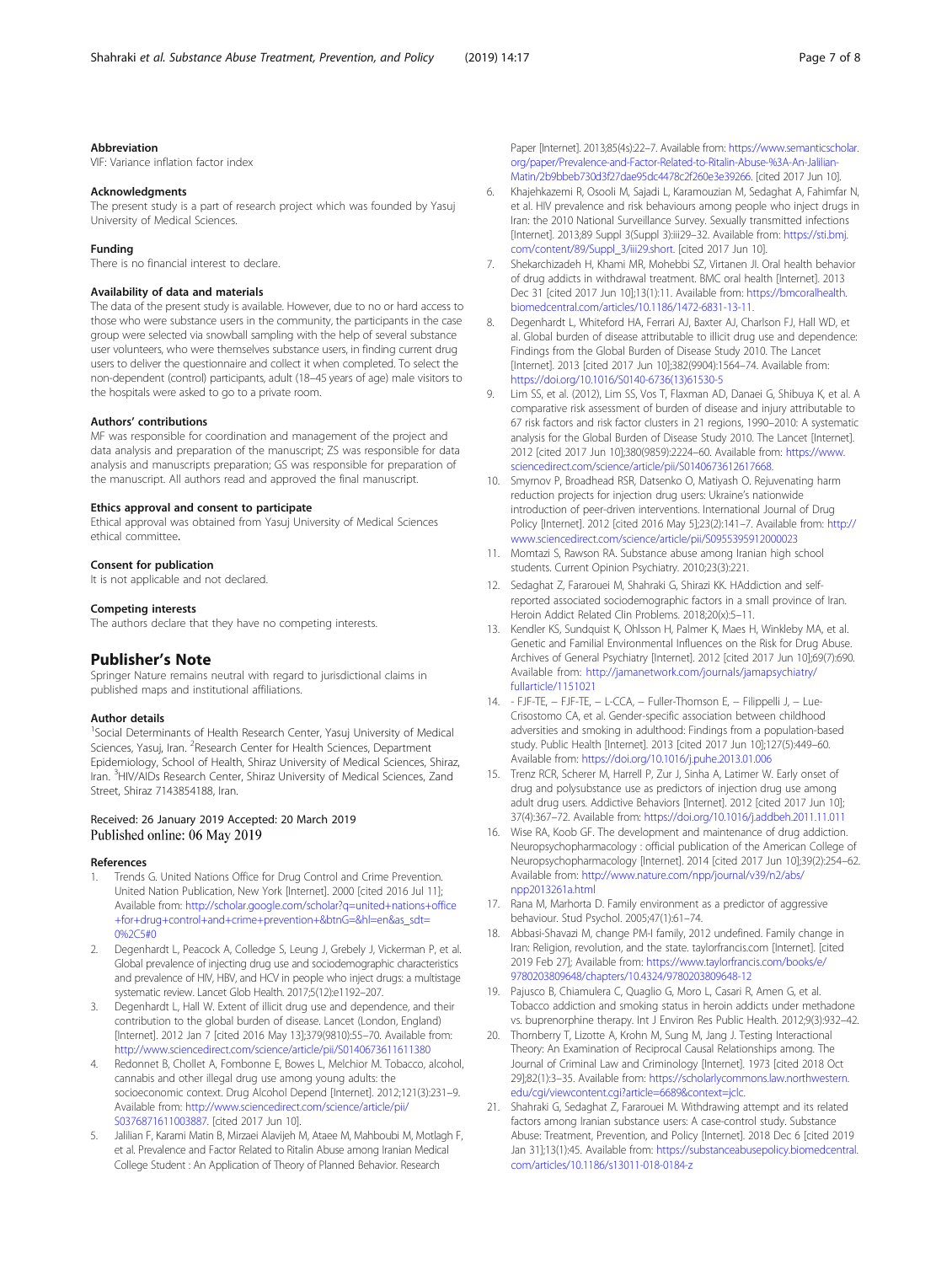### Abbreviation

VIF: Variance inflation factor index

### Acknowledgments

The present study is a part of research project which was founded by Yasuj University of Medical Sciences.

### Funding

There is no financial interest to declare.

### Availability of data and materials

The data of the present study is available. However, due to no or hard access to those who were substance users in the community, the participants in the case group were selected via snowball sampling with the help of several substance user volunteers, who were themselves substance users, in finding current drug users to deliver the questionnaire and collect it when completed. To select the non-dependent (control) participants, adult (18–45 years of age) male visitors to the hospitals were asked to go to a private room.

### Authors' contributions

MF was responsible for coordination and management of the project and data analysis and preparation of the manuscript; ZS was responsible for data analysis and manuscripts preparation; GS was responsible for preparation of the manuscript. All authors read and approved the final manuscript.

### Ethics approval and consent to participate

Ethical approval was obtained from Yasuj University of Medical Sciences ethical committee.

### Consent for publication

It is not applicable and not declared.

### Competing interests

The authors declare that they have no competing interests.

## Publisher's Note

Springer Nature remains neutral with regard to jurisdictional claims in published maps and institutional affiliations.

### Author details

[1]Social Determinants of Health Research Center, Yasuj University of Medical Sciences, Yasuj, Iran. [2]Research Center for Health Sciences, Department Epidemiology, School of Health, Shiraz University of Medical Sciences, Shiraz, Iran. [3]HIV/AIDs Research Center, Shiraz University of Medical Sciences, Zand Street, Shiraz 7143854188, Iran.

Received: 26 January 2019 Accepted: 20 March 2019
Published online: 06 May 2019

### References

1. Trends G. United Nations Office for Drug Control and Crime Prevention. United Nation Publication, New York [Internet]. 2000 [cited 2016 Jul 11]; Available from: http://scholar.google.com/scholar?q=united+nations+office+for+drug+control+and+crime+prevention+&btnG=&hl=en&as_sdt=0%2C5#0
2. Degenhardt L, Peacock A, Colledge S, Leung J, Grebely J, Vickerman P, et al. Global prevalence of injecting drug use and sociodemographic characteristics and prevalence of HIV, HBV, and HCV in people who inject drugs: a multistage systematic review. Lancet Glob Health. 2017;5(12):e1192–207.
3. Degenhardt L, Hall W. Extent of illicit drug use and dependence, and their contribution to the global burden of disease. Lancet (London, England) [Internet]. 2012 Jan 7 [cited 2016 May 13];379(9810):55–70. Available from: http://www.sciencedirect.com/science/article/pii/S0140673611611380
4. Redonnet B, Chollet A, Fombonne E, Bowes L, Melchior M. Tobacco, alcohol, cannabis and other illegal drug use among young adults: the socioeconomic context. Drug Alcohol Depend [Internet]. 2012;121(3):231–9. Available from: http://www.sciencedirect.com/science/article/pii/S0376871611003887. [cited 2017 Jun 10].
5. Jalilian F, Karami Matin B, Mirzaei Alavijeh M, Ataee M, Mahboubi M, Motlagh F, et al. Prevalence and Factor Related to Ritalin Abuse among Iranian Medical College Student : An Application of Theory of Planned Behavior. Research Paper [Internet]. 2013;85(4s):22–7. Available from: https://www.semanticscholar.org/paper/Prevalence-and-Factor-Related-to-Ritalin-Abuse-%3A-An-Jalilian-Matin/2b9bbeb730d3f27dae95dc4478c2f260e3e39266. [cited 2017 Jun 10].
6. Khajehkazemi R, Osooli M, Sajadi L, Karamouzian M, Sedaghat A, Fahimfar N, et al. HIV prevalence and risk behaviours among people who inject drugs in Iran: the 2010 National Surveillance Survey. Sexually transmitted infections [Internet]. 2013;89 Suppl 3(Suppl 3):iii29–32. Available from: https://sti.bmj.com/content/89/Suppl_3/iii29.short. [cited 2017 Jun 10].
7. Shekarchizadeh H, Khami MR, Mohebbi SZ, Virtanen JI. Oral health behavior of drug addicts in withdrawal treatment. BMC oral health [Internet]. 2013 Dec 31 [cited 2017 Jun 10];13(1):11. Available from: https://bmcoralhealth.biomedcentral.com/articles/10.1186/1472-6831-13-11.
8. Degenhardt L, Whiteford HA, Ferrari AJ, Baxter AJ, Charlson FJ, Hall WD, et al. Global burden of disease attributable to illicit drug use and dependence: Findings from the Global Burden of Disease Study 2010. The Lancet [Internet]. 2013 [cited 2017 Jun 10];382(9904):1564–74. Available from: https://doi.org/10.1016/S0140-6736(13)61530-5
9. Lim SS, et al. (2012), Lim SS, Vos T, Flaxman AD, Danaei G, Shibuya K, et al. A comparative risk assessment of burden of disease and injury attributable to 67 risk factors and risk factor clusters in 21 regions, 1990–2010: A systematic analysis for the Global Burden of Disease Study 2010. The Lancet [Internet]. 2012 [cited 2017 Jun 10];380(9859):2224–60. Available from: https://www.sciencedirect.com/science/article/pii/S0140673612617668.
10. Smyrnov P, Broadhead RSR, Datsenko O, Matiyash O. Rejuvenating harm reduction projects for injection drug users: Ukraine's nationwide introduction of peer-driven interventions. International Journal of Drug Policy [Internet]. 2012 [cited 2016 May 5];23(2):141–7. Available from: http://www.sciencedirect.com/science/article/pii/S0955395912000023
11. Momtazi S, Rawson RA. Substance abuse among Iranian high school students. Current Opinion Psychiatry. 2010;23(3):221.
12. Sedaghat Z, Fararouei M, Shahraki G, Shirazi KK. HAddiction and self-reported associated sociodemographic factors in a small province of Iran. Heroin Addict Related Clin Problems. 2018;20(x):5–11.
13. Kendler KS, Sundquist K, Ohlsson H, Palmer K, Maes H, Winkleby MA, et al. Genetic and Familial Environmental Influences on the Risk for Drug Abuse. Archives of General Psychiatry [Internet]. 2012 [cited 2017 Jun 10];69(7):690. Available from: http://jamanetwork.com/journals/jamapsychiatry/fullarticle/1151021
14. - FJF-TE, – FJF-TE, – L-CCA, – Fuller-Thomson E, – Filippelli J, – Lue-Crisostomo CA, et al. Gender-specific association between childhood adversities and smoking in adulthood: Findings from a population-based study. Public Health [Internet]. 2013 [cited 2017 Jun 10];127(5):449–60. Available from: https://doi.org/10.1016/j.puhe.2013.01.006
15. Trenz RCR, Scherer M, Harrell P, Zur J, Sinha A, Latimer W. Early onset of drug and polysubstance use as predictors of injection drug use among adult drug users. Addictive Behaviors [Internet]. 2012 [cited 2017 Jun 10]; 37(4):367–72. Available from: https://doi.org/10.1016/j.addbeh.2011.11.011
16. Wise RA, Koob GF. The development and maintenance of drug addiction. Neuropsychopharmacology : official publication of the American College of Neuropsychopharmacology [Internet]. 2014 [cited 2017 Jun 10];39(2):254–62. Available from: http://www.nature.com/npp/journal/v39/n2/abs/npp2013261a.html
17. Rana M, Marhorta D. Family environment as a predictor of aggressive behaviour. Stud Psychol. 2005;47(1):61–74.
18. Abbasi-Shavazi M, change PM-I family, 2012 undefined. Family change in Iran: Religion, revolution, and the state. taylorfrancis.com [Internet]. [cited 2019 Feb 27]; Available from: https://www.taylorfrancis.com/books/e/9780203809648/chapters/10.4324/9780203809648-12
19. Pajusco B, Chiamulera C, Quaglio G, Moro L, Casari R, Amen G, et al. Tobacco addiction and smoking status in heroin addicts under methadone vs. buprenorphine therapy. Int J Environ Res Public Health. 2012;9(3):932–42.
20. Thornberry T, Lizotte A, Krohn M, Sung M, Jang J. Testing Interactional Theory: An Examination of Reciprocal Causal Relationships among. The Journal of Criminal Law and Criminology [Internet]. 1973 [cited 2018 Oct 29];82(1):3–35. Available from: https://scholarlycommons.law.northwestern.edu/cgi/viewcontent.cgi?article=6689&context=jclc.
21. Shahraki G, Sedaghat Z, Fararouei M. Withdrawing attempt and its related factors among Iranian substance users: A case-control study. Substance Abuse: Treatment, Prevention, and Policy [Internet]. 2018 Dec 6 [cited 2019 Jan 31];13(1):45. Available from: https://substanceabusepolicy.biomedcentral.com/articles/10.1186/s13011-018-0184-z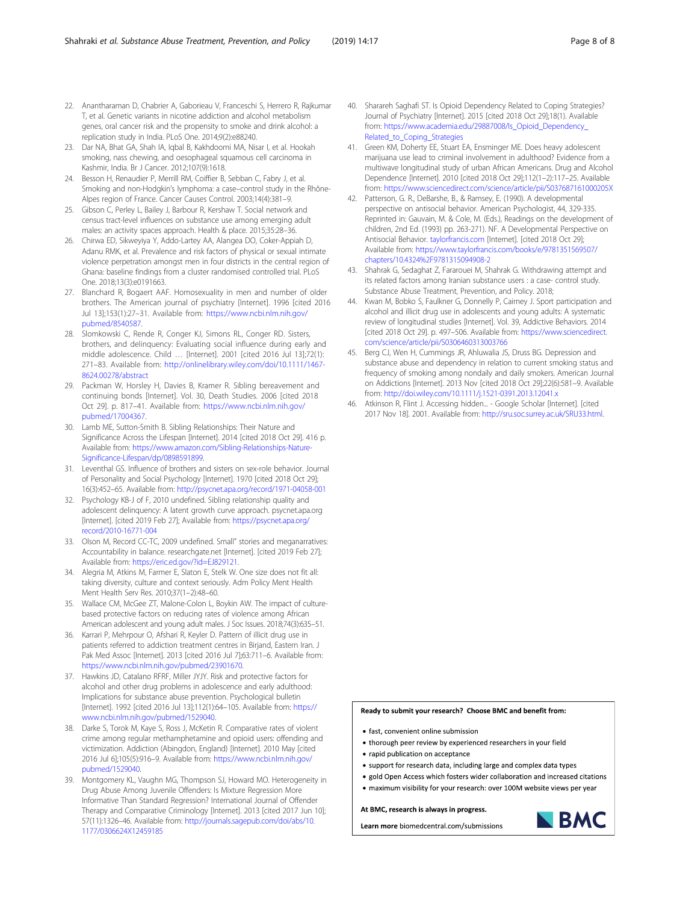22. Anantharaman D, Chabrier A, Gaborieau V, Franceschi S, Herrero R, Rajkumar T, et al. Genetic variants in nicotine addiction and alcohol metabolism genes, oral cancer risk and the propensity to smoke and drink alcohol: a replication study in India. PLoS One. 2014;9(2):e88240.
23. Dar NA, Bhat GA, Shah IA, Iqbal B, Kakhdoomi MA, Nisar I, et al. Hookah smoking, nass chewing, and oesophageal squamous cell carcinoma in Kashmir, India. Br J Cancer. 2012;107(9):1618.
24. Besson H, Renaudier P, Merrill RM, Coiffier B, Sebban C, Fabry J, et al. Smoking and non-Hodgkin's lymphoma: a case–control study in the Rhône-Alpes region of France. Cancer Causes Control. 2003;14(4):381–9.
25. Gibson C, Perley L, Bailey J, Barbour R, Kershaw T. Social network and census tract-level influences on substance use among emerging adult males: an activity spaces approach. Health & place. 2015;35:28–36.
26. Chirwa ED, Sikweyiya Y, Addo-Lartey AA, Alangea DO, Coker-Appiah D, Adanu RMK, et al. Prevalence and risk factors of physical or sexual intimate violence perpetration amongst men in four districts in the central region of Ghana: baseline findings from a cluster randomised controlled trial. PLoS One. 2018;13(3):e0191663.
27. Blanchard R, Bogaert AAF. Homosexuality in men and number of older brothers. The American journal of psychiatry [Internet]. 1996 [cited 2016 Jul 13];153(1):27–31. Available from: https://www.ncbi.nlm.nih.gov/pubmed/8540587.
28. Slomkowski C, Rende R, Conger KJ, Simons RL, Conger RD. Sisters, brothers, and delinquency: Evaluating social influence during early and middle adolescence. Child … [Internet]. 2001 [cited 2016 Jul 13];72(1): 271–83. Available from: http://onlinelibrary.wiley.com/doi/10.1111/1467-8624.00278/abstract
29. Packman W, Horsley H, Davies B, Kramer R. Sibling bereavement and continuing bonds [Internet]. Vol. 30, Death Studies. 2006 [cited 2018 Oct 29]. p. 817–41. Available from: https://www.ncbi.nlm.nih.gov/pubmed/17004367.
30. Lamb ME, Sutton-Smith B. Sibling Relationships: Their Nature and Significance Across the Lifespan [Internet]. 2014 [cited 2018 Oct 29]. 416 p. Available from: https://www.amazon.com/Sibling-Relationships-Nature-Significance-Lifespan/dp/0898591899.
31. Leventhal GS. Influence of brothers and sisters on sex-role behavior. Journal of Personality and Social Psychology [Internet]. 1970 [cited 2018 Oct 29]; 16(3):452–65. Available from: http://psycnet.apa.org/record/1971-04058-001
32. Psychology KB-J of F, 2010 undefined. Sibling relationship quality and adolescent delinquency: A latent growth curve approach. psycnet.apa.org [Internet]. [cited 2019 Feb 27]; Available from: https://psycnet.apa.org/record/2010-16771-004
33. Olson M, Record CC-TC, 2009 undefined. Small" stories and meganarratives: Accountability in balance. researchgate.net [Internet]. [cited 2019 Feb 27]; Available from: https://eric.ed.gov/?id=EJ829121.
34. Alegria M, Atkins M, Farmer E, Slaton E, Stelk W. One size does not fit all: taking diversity, culture and context seriously. Adm Policy Ment Health Ment Health Serv Res. 2010;37(1–2):48–60.
35. Wallace CM, McGee ZT, Malone-Colon L, Boykin AW. The impact of culture-based protective factors on reducing rates of violence among African American adolescent and young adult males. J Soc Issues. 2018;74(3):635–51.
36. Karrari P, Mehrpour O, Afshari R, Keyler D. Pattern of illicit drug use in patients referred to addiction treatment centres in Birjand, Eastern Iran. J Pak Med Assoc [Internet]. 2013 [cited 2016 Jul 7];63:711–6. Available from: https://www.ncbi.nlm.nih.gov/pubmed/23901670.
37. Hawkins JD, Catalano RFRF, Miller JYJY. Risk and protective factors for alcohol and other drug problems in adolescence and early adulthood: Implications for substance abuse prevention. Psychological bulletin [Internet]. 1992 [cited 2016 Jul 13];112(1):64–105. Available from: https://www.ncbi.nlm.nih.gov/pubmed/1529040.
38. Darke S, Torok M, Kaye S, Ross J, McKetin R. Comparative rates of violent crime among regular methamphetamine and opioid users: offending and victimization. Addiction (Abingdon, England) [Internet]. 2010 May [cited 2016 Jul 6];105(5):916–9. Available from: https://www.ncbi.nlm.nih.gov/pubmed/1529040.
39. Montgomery KL, Vaughn MG, Thompson SJ, Howard MO. Heterogeneity in Drug Abuse Among Juvenile Offenders: Is Mixture Regression More Informative Than Standard Regression? International Journal of Offender Therapy and Comparative Criminology [Internet]. 2013 [cited 2017 Jun 10]; 57(11):1326–46. Available from: http://journals.sagepub.com/doi/abs/10.1177/0306624X12459185
40. Sharareh Saghafi ST. Is Opioid Dependency Related to Coping Strategies? Journal of Psychiatry [Internet]. 2015 [cited 2018 Oct 29];18(1). Available from: https://www.academia.edu/29887008/Is_Opioid_Dependency_Related_to_Coping_Strategies
41. Green KM, Doherty EE, Stuart EA, Ensminger ME. Does heavy adolescent marijuana use lead to criminal involvement in adulthood? Evidence from a multiwave longitudinal study of urban African Americans. Drug and Alcohol Dependence [Internet]. 2010 [cited 2018 Oct 29];112(1–2):117–25. Available from: https://www.sciencedirect.com/science/article/pii/S037687161000205X
42. Patterson, G. R., DeBarshe, B., & Ramsey, E. (1990). A developmental perspective on antisocial behavior. American Psychologist, 44, 329-335. Reprinted in: Gauvain, M. & Cole, M. (Eds.), Readings on the development of children, 2nd Ed. (1993) pp. 263-271). NF. A Developmental Perspective on Antisocial Behavior. taylorfrancis.com [Internet]. [cited 2018 Oct 29]; Available from: https://www.taylorfrancis.com/books/e/9781351569507/chapters/10.4324%2F9781315094908-2
43. Shahrak G, Sedaghat Z, Fararouei M, Shahrak G. Withdrawing attempt and its related factors among Iranian substance users : a case- control study. Substance Abuse Treatment, Prevention, and Policy. 2018;
44. Kwan M, Bobko S, Faulkner G, Donnelly P, Cairney J. Sport participation and alcohol and illicit drug use in adolescents and young adults: A systematic review of longitudinal studies [Internet]. Vol. 39, Addictive Behaviors. 2014 [cited 2018 Oct 29]. p. 497–506. Available from: https://www.sciencedirect.com/science/article/pii/S0306460313003766
45. Berg CJ, Wen H, Cummings JR, Ahluwalia JS, Druss BG. Depression and substance abuse and dependency in relation to current smoking status and frequency of smoking among nondaily and daily smokers. American Journal on Addictions [Internet]. 2013 Nov [cited 2018 Oct 29];22(6):581–9. Available from: http://doi.wiley.com/10.1111/j.1521-0391.2013.12041.x
46. Atkinson R, Flint J. Accessing hidden... - Google Scholar [Internet]. [cited 2017 Nov 18]. 2001. Available from: http://sru.soc.surrey.ac.uk/SRU33.html.

**Ready to submit your research? Choose BMC and benefit from:**

- fast, convenient online submission
- thorough peer review by experienced researchers in your field
- rapid publication on acceptance
- support for research data, including large and complex data types
- gold Open Access which fosters wider collaboration and increased citations
- maximum visibility for your research: over 100M website views per year

**At BMC, research is always in progress.**

**Learn more** biomedcentral.com/submissions

BMC